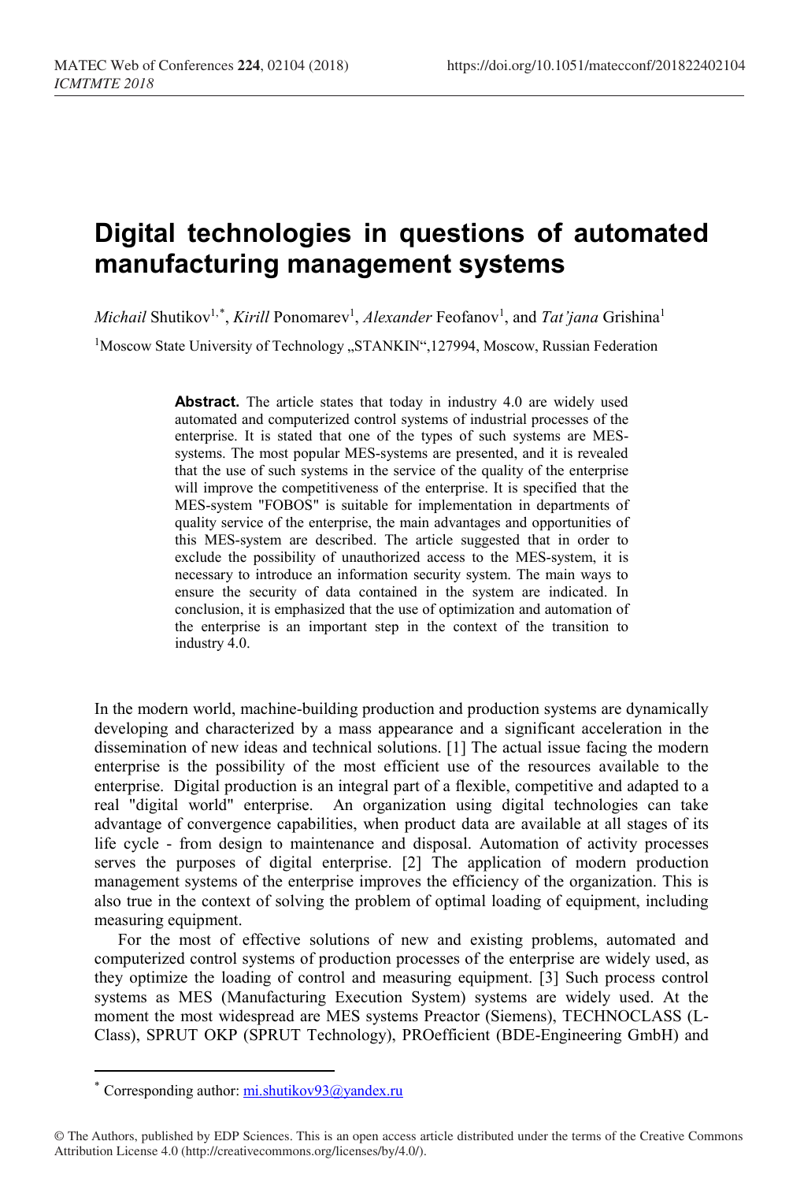# Digital technologies in questions of automated manufacturing management systems

*Michail* Shutikov[1,*], *Kirill* Ponomarev[1], *Alexander* Feofanov[1], and *Tat'jana* Grishina[1]

[1]Moscow State University of Technology „STANKIN",127994, Moscow, Russian Federation

> **Abstract.** The article states that today in industry 4.0 are widely used automated and computerized control systems of industrial processes of the enterprise. It is stated that one of the types of such systems are MES-systems. The most popular MES-systems are presented, and it is revealed that the use of such systems in the service of the quality of the enterprise will improve the competitiveness of the enterprise. It is specified that the MES-system "FOBOS" is suitable for implementation in departments of quality service of the enterprise, the main advantages and opportunities of this MES-system are described. The article suggested that in order to exclude the possibility of unauthorized access to the MES-system, it is necessary to introduce an information security system. The main ways to ensure the security of data contained in the system are indicated. In conclusion, it is emphasized that the use of optimization and automation of the enterprise is an important step in the context of the transition to industry 4.0.

In the modern world, machine-building production and production systems are dynamically developing and characterized by a mass appearance and a significant acceleration in the dissemination of new ideas and technical solutions. [1] The actual issue facing the modern enterprise is the possibility of the most efficient use of the resources available to the enterprise. Digital production is an integral part of a flexible, competitive and adapted to a real "digital world" enterprise. An organization using digital technologies can take advantage of convergence capabilities, when product data are available at all stages of its life cycle - from design to maintenance and disposal. Automation of activity processes serves the purposes of digital enterprise. [2] The application of modern production management systems of the enterprise improves the efficiency of the organization. This is also true in the context of solving the problem of optimal loading of equipment, including measuring equipment.

For the most of effective solutions of new and existing problems, automated and computerized control systems of production processes of the enterprise are widely used, as they optimize the loading of control and measuring equipment. [3] Such process control systems as MES (Manufacturing Execution System) systems are widely used. At the moment the most widespread are MES systems Preactor (Siemens), TECHNOCLASS (L-Class), SPRUT OKP (SPRUT Technology), PROefficient (BDE-Engineering GmbH) and

---

[*] Corresponding author: mi.shutikov93@yandex.ru

© The Authors, published by EDP Sciences. This is an open access article distributed under the terms of the Creative Commons Attribution License 4.0 (http://creativecommons.org/licenses/by/4.0/).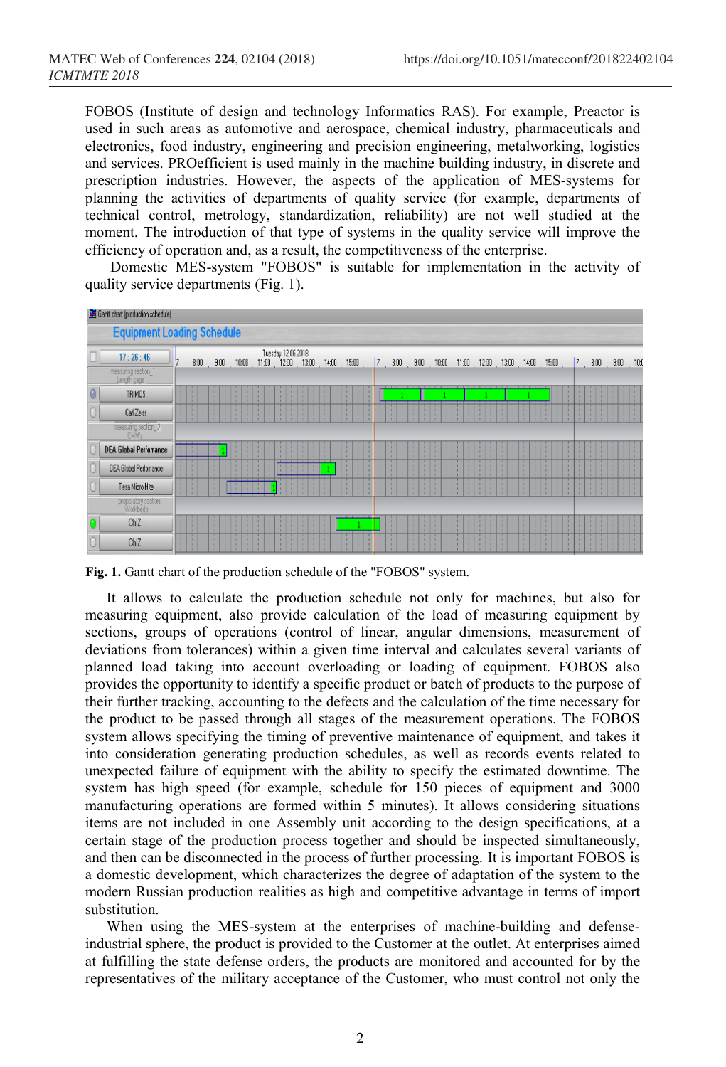FOBOS (Institute of design and technology Informatics RAS). For example, Preactor is used in such areas as automotive and aerospace, chemical industry, pharmaceuticals and electronics, food industry, engineering and precision engineering, metalworking, logistics and services. PROefficient is used mainly in the machine building industry, in discrete and prescription industries. However, the aspects of the application of MES-systems for planning the activities of departments of quality service (for example, departments of technical control, metrology, standardization, reliability) are not well studied at the moment. The introduction of that type of systems in the quality service will improve the efficiency of operation and, as a result, the competitiveness of the enterprise.

Domestic MES-system "FOBOS" is suitable for implementation in the activity of quality service departments (Fig. 1).

**Fig. 1.** Gantt chart of the production schedule of the "FOBOS" system.

It allows to calculate the production schedule not only for machines, but also for measuring equipment, also provide calculation of the load of measuring equipment by sections, groups of operations (control of linear, angular dimensions, measurement of deviations from tolerances) within a given time interval and calculates several variants of planned load taking into account overloading or loading of equipment. FOBOS also provides the opportunity to identify a specific product or batch of products to the purpose of their further tracking, accounting to the defects and the calculation of the time necessary for the product to be passed through all stages of the measurement operations. The FOBOS system allows specifying the timing of preventive maintenance of equipment, and takes it into consideration generating production schedules, as well as records events related to unexpected failure of equipment with the ability to specify the estimated downtime. The system has high speed (for example, schedule for 150 pieces of equipment and 3000 manufacturing operations are formed within 5 minutes). It allows considering situations items are not included in one Assembly unit according to the design specifications, at a certain stage of the production process together and should be inspected simultaneously, and then can be disconnected in the process of further processing. It is important FOBOS is a domestic development, which characterizes the degree of adaptation of the system to the modern Russian production realities as high and competitive advantage in terms of import substitution.

When using the MES-system at the enterprises of machine-building and defense-industrial sphere, the product is provided to the Customer at the outlet. At enterprises aimed at fulfilling the state defense orders, the products are monitored and accounted for by the representatives of the military acceptance of the Customer, who must control not only the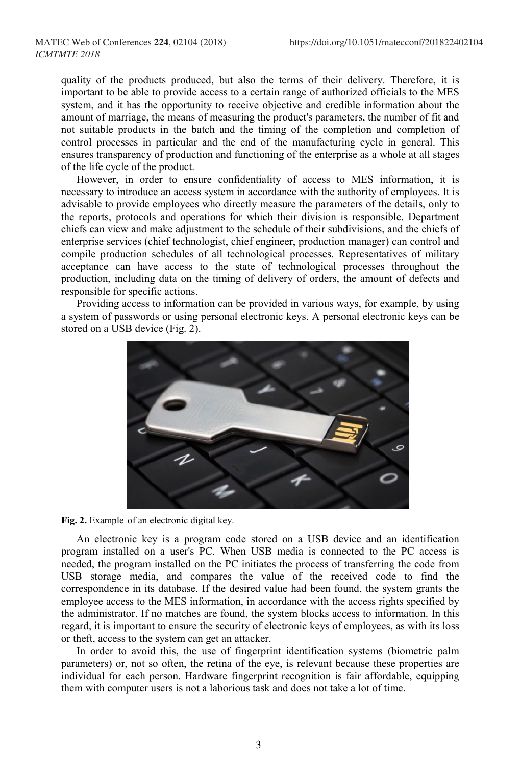quality of the products produced, but also the terms of their delivery. Therefore, it is important to be able to provide access to a certain range of authorized officials to the MES system, and it has the opportunity to receive objective and credible information about the amount of marriage, the means of measuring the product's parameters, the number of fit and not suitable products in the batch and the timing of the completion and completion of control processes in particular and the end of the manufacturing cycle in general. This ensures transparency of production and functioning of the enterprise as a whole at all stages of the life cycle of the product.

However, in order to ensure confidentiality of access to MES information, it is necessary to introduce an access system in accordance with the authority of employees. It is advisable to provide employees who directly measure the parameters of the details, only to the reports, protocols and operations for which their division is responsible. Department chiefs can view and make adjustment to the schedule of their subdivisions, and the chiefs of enterprise services (chief technologist, chief engineer, production manager) can control and compile production schedules of all technological processes. Representatives of military acceptance can have access to the state of technological processes throughout the production, including data on the timing of delivery of orders, the amount of defects and responsible for specific actions.

Providing access to information can be provided in various ways, for example, by using a system of passwords or using personal electronic keys. A personal electronic keys can be stored on a USB device (Fig. 2).

**Fig. 2.** Example of an electronic digital key.

An electronic key is a program code stored on a USB device and an identification program installed on a user's PC. When USB media is connected to the PC access is needed, the program installed on the PC initiates the process of transferring the code from USB storage media, and compares the value of the received code to find the correspondence in its database. If the desired value had been found, the system grants the employee access to the MES information, in accordance with the access rights specified by the administrator. If no matches are found, the system blocks access to information. In this regard, it is important to ensure the security of electronic keys of employees, as with its loss or theft, access to the system can get an attacker.

In order to avoid this, the use of fingerprint identification systems (biometric palm parameters) or, not so often, the retina of the eye, is relevant because these properties are individual for each person. Hardware fingerprint recognition is fair affordable, equipping them with computer users is not a laborious task and does not take a lot of time.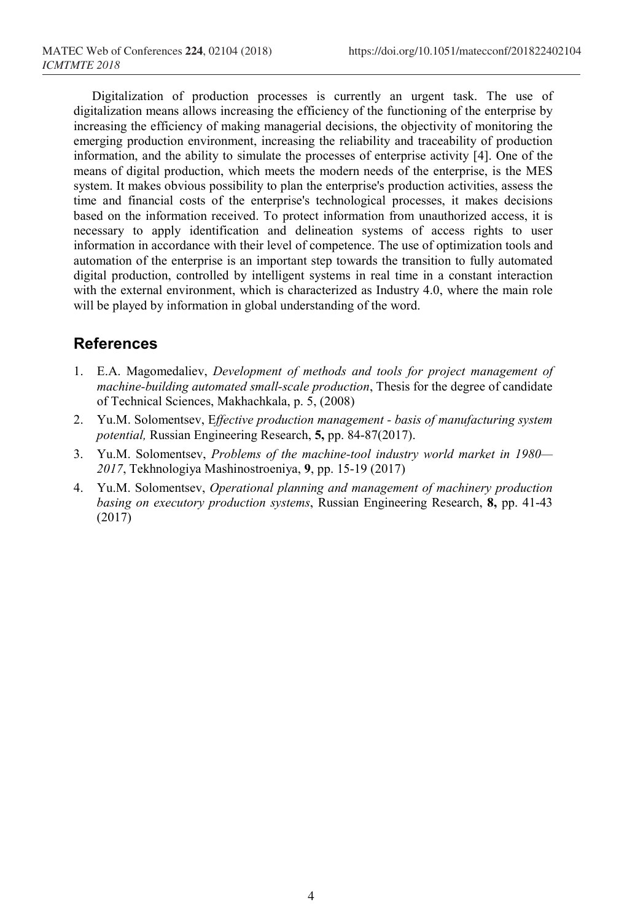Digitalization of production processes is currently an urgent task. The use of digitalization means allows increasing the efficiency of the functioning of the enterprise by increasing the efficiency of making managerial decisions, the objectivity of monitoring the emerging production environment, increasing the reliability and traceability of production information, and the ability to simulate the processes of enterprise activity [4]. One of the means of digital production, which meets the modern needs of the enterprise, is the MES system. It makes obvious possibility to plan the enterprise's production activities, assess the time and financial costs of the enterprise's technological processes, it makes decisions based on the information received. To protect information from unauthorized access, it is necessary to apply identification and delineation systems of access rights to user information in accordance with their level of competence. The use of optimization tools and automation of the enterprise is an important step towards the transition to fully automated digital production, controlled by intelligent systems in real time in a constant interaction with the external environment, which is characterized as Industry 4.0, where the main role will be played by information in global understanding of the word.

## References

1. E.A. Magomedaliev, *Development of methods and tools for project management of machine-building automated small-scale production*, Thesis for the degree of candidate of Technical Sciences, Makhachkala, p. 5, (2008)
2. Yu.M. Solomentsev, E*ffective production management - basis of manufacturing system potential,* Russian Engineering Research, **5,** pp. 84-87(2017).
3. Yu.M. Solomentsev, *Problems of the machine-tool industry world market in 1980—2017*, Tekhnologiya Mashinostroeniya, **9**, pp. 15-19 (2017)
4. Yu.M. Solomentsev, *Operational planning and management of machinery production basing on executory production systems*, Russian Engineering Research, **8,** pp. 41-43 (2017)